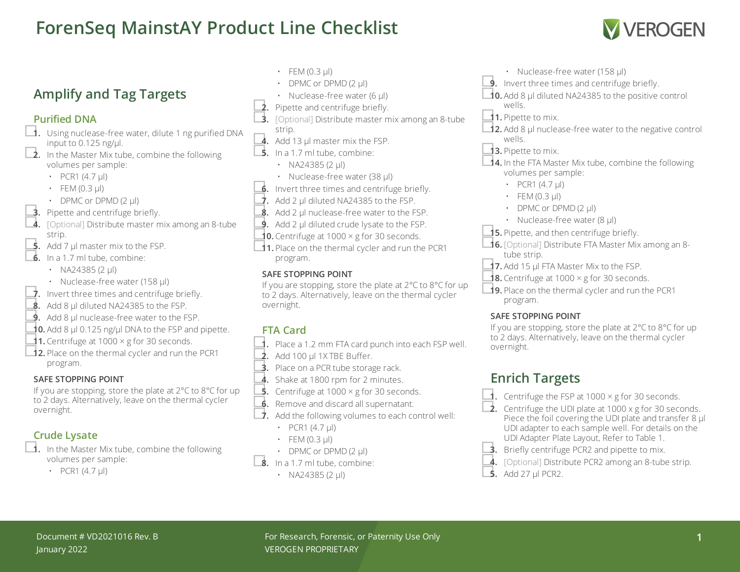# ForenSeq MainstAY Product Line Checklist

## Amplify and Tag Targets

### Purified DNA

- [ ] 1. Using nuclease-free water, dilute 1 ng purified DNA input to 0.125 ng/µl.
- [ ] 2. In the Master Mix tube, combine the following volumes per sample:
  - PCR1 (4.7 µl)
  - FEM (0.3 µl)
  - DPMC or DPMD (2 µl)
- [ ] 3. Pipette and centrifuge briefly.
- [ ] 4. [Optional] Distribute master mix among an 8-tube strip.
- [ ] 5. Add 7 µl master mix to the FSP.
- [ ] 6. In a 1.7 ml tube, combine:
  - NA24385 (2 µl)
  - Nuclease-free water (158 µl)
- [ ] 7. Invert three times and centrifuge briefly.
- [ ] 8. Add 8 µl diluted NA24385 to the FSP.
- [ ] 9. Add 8 µl nuclease-free water to the FSP.
- [ ] 10. Add 8 µl 0.125 ng/µl DNA to the FSP and pipette.
- [ ] 11. Centrifuge at 1000 × g for 30 seconds.
- [ ] 12. Place on the thermal cycler and run the PCR1 program.

**SAFE STOPPING POINT**

If you are stopping, store the plate at 2°C to 8°C for up to 2 days. Alternatively, leave on the thermal cycler overnight.

### Crude Lysate

- [ ] 1. In the Master Mix tube, combine the following volumes per sample:
  - PCR1 (4.7 µl)
  - FEM (0.3 µl)
  - DPMC or DPMD (2 µl)
  - Nuclease-free water (6 µl)
- [ ] 2. Pipette and centrifuge briefly.
- [ ] 3. [Optional] Distribute master mix among an 8-tube strip.
- [ ] 4. Add 13 µl master mix the FSP.
- [ ] 5. In a 1.7 ml tube, combine:
  - NA24385 (2 µl)
  - Nuclease-free water (38 µl)
- [ ] 6. Invert three times and centrifuge briefly.
- [ ] 7. Add 2 µl diluted NA24385 to the FSP.
- [ ] 8. Add 2 µl nuclease-free water to the FSP.
- [ ] 9. Add 2 µl diluted crude lysate to the FSP.
- [ ] 10. Centrifuge at 1000 × g for 30 seconds.
- [ ] 11. Place on the thermal cycler and run the PCR1 program.

**SAFE STOPPING POINT**

If you are stopping, store the plate at 2°C to 8°C for up to 2 days. Alternatively, leave on the thermal cycler overnight.

### FTA Card

- [ ] 1. Place a 1.2 mm FTA card punch into each FSP well.
- [ ] 2. Add 100 µl 1X TBE Buffer.
- [ ] 3. Place on a PCR tube storage rack.
- [ ] 4. Shake at 1800 rpm for 2 minutes.
- [ ] 5. Centrifuge at 1000 × g for 30 seconds.
- [ ] 6. Remove and discard all supernatant.
- [ ] 7. Add the following volumes to each control well:
  - PCR1 (4.7 µl)
  - FEM (0.3 µl)
  - DPMC or DPMD (2 µl)
- [ ] 8. In a 1.7 ml tube, combine:
  - NA24385 (2 µl)
  - Nuclease-free water (158 µl)
- [ ] 9. Invert three times and centrifuge briefly.
- [ ] 10. Add 8 µl diluted NA24385 to the positive control wells.
- [ ] 11. Pipette to mix.
- [ ] 12. Add 8 µl nuclease-free water to the negative control wells.
- [ ] 13. Pipette to mix.
- [ ] 14. In the FTA Master Mix tube, combine the following volumes per sample:
  - PCR1 (4.7 µl)
  - FEM (0.3 µl)
  - DPMC or DPMD (2 µl)
  - Nuclease-free water (8 µl)
- [ ] 15. Pipette, and then centrifuge briefly.
- [ ] 16. [Optional] Distribute FTA Master Mix among an 8-tube strip.
- [ ] 17. Add 15 µl FTA Master Mix to the FSP.
- [ ] 18. Centrifuge at 1000 × g for 30 seconds.
- [ ] 19. Place on the thermal cycler and run the PCR1 program.

**SAFE STOPPING POINT**

If you are stopping, store the plate at 2°C to 8°C for up to 2 days. Alternatively, leave on the thermal cycler overnight.

## Enrich Targets

- [ ] 1. Centrifuge the FSP at 1000 × g for 30 seconds.
- [ ] 2. Centrifuge the UDI plate at 1000 x g for 30 seconds. Piece the foil covering the UDI plate and transfer 8 µl UDI adapter to each sample well. For details on the UDI Adapter Plate Layout, Refer to Table 1.
- [ ] 3. Briefly centrifuge PCR2 and pipette to mix.
- [ ] 4. [Optional] Distribute PCR2 among an 8-tube strip.
- [ ] 5. Add 27 µl PCR2.

Document # VD2021016 Rev. B
January 2022

For Research, Forensic, or Paternity Use Only
VEROGEN PROPRIETARY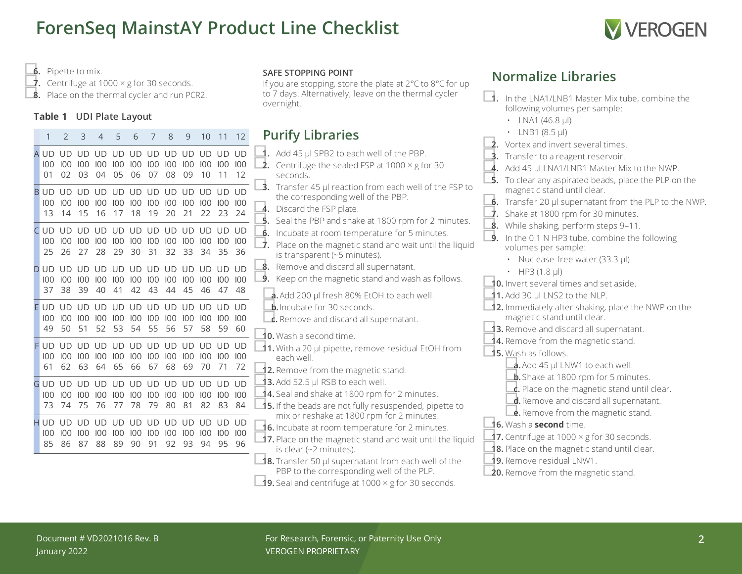# ForenSeq MainstAY Product Line Checklist

6. Pipette to mix.
7. Centrifuge at 1000 × g for 30 seconds.
8. Place on the thermal cycler and run PCR2.

**Table 1 UDI Plate Layout**

| | 1 | 2 | 3 | 4 | 5 | 6 | 7 | 8 | 9 | 10 | 11 | 12 |
|---|---|---|---|---|---|---|---|---|---|---|---|---|
| A | UDI0001 | UDI0002 | UDI0003 | UDI0004 | UDI0005 | UDI0006 | UDI0007 | UDI0008 | UDI0009 | UDI0010 | UDI0011 | UDI0012 |
| B | UDI0013 | UDI0014 | UDI0015 | UDI0016 | UDI0017 | UDI0018 | UDI0019 | UDI0020 | UDI0021 | UDI0022 | UDI0023 | UDI0024 |
| C | UDI0025 | UDI0026 | UDI0027 | UDI0028 | UDI0029 | UDI0030 | UDI0031 | UDI0032 | UDI0033 | UDI0034 | UDI0035 | UDI0036 |
| D | UDI0037 | UDI0038 | UDI0039 | UDI0040 | UDI0041 | UDI0042 | UDI0043 | UDI0044 | UDI0045 | UDI0046 | UDI0047 | UDI0048 |
| E | UDI0049 | UDI0050 | UDI0051 | UDI0052 | UDI0053 | UDI0054 | UDI0055 | UDI0056 | UDI0057 | UDI0058 | UDI0059 | UDI0060 |
| F | UDI0061 | UDI0062 | UDI0063 | UDI0064 | UDI0065 | UDI0066 | UDI0067 | UDI0068 | UDI0069 | UDI0070 | UDI0071 | UDI0072 |
| G | UDI0073 | UDI0074 | UDI0075 | UDI0076 | UDI0077 | UDI0078 | UDI0079 | UDI0080 | UDI0081 | UDI0082 | UDI0083 | UDI0084 |
| H | UDI0085 | UDI0086 | UDI0087 | UDI0088 | UDI0089 | UDI0090 | UDI0091 | UDI0092 | UDI0093 | UDI0094 | UDI0095 | UDI0096 |

**SAFE STOPPING POINT**

If you are stopping, store the plate at 2°C to 8°C for up to 7 days. Alternatively, leave on the thermal cycler overnight.

## Purify Libraries

1. Add 45 µl SPB2 to each well of the PBP.
2. Centrifuge the sealed FSP at 1000 × g for 30 seconds.
3. Transfer 45 µl reaction from each well of the FSP to the corresponding well of the PBP.
4. Discard the FSP plate.
5. Seal the PBP and shake at 1800 rpm for 2 minutes.
6. Incubate at room temperature for 5 minutes.
7. Place on the magnetic stand and wait until the liquid is transparent (~5 minutes).
8. Remove and discard all supernatant.
9. Keep on the magnetic stand and wash as follows.
   a. Add 200 µl fresh 80% EtOH to each well.
   b. Incubate for 30 seconds.
   c. Remove and discard all supernatant.
10. Wash a second time.
11. With a 20 µl pipette, remove residual EtOH from each well.
12. Remove from the magnetic stand.
13. Add 52.5 µl RSB to each well.
14. Seal and shake at 1800 rpm for 2 minutes.
15. If the beads are not fully resuspended, pipette to mix or reshake at 1800 rpm for 2 minutes.
16. Incubate at room temperature for 2 minutes.
17. Place on the magnetic stand and wait until the liquid is clear (~2 minutes).
18. Transfer 50 µl supernatant from each well of the PBP to the corresponding well of the PLP.
19. Seal and centrifuge at 1000 × g for 30 seconds.

## Normalize Libraries

1. In the LNA1/LNB1 Master Mix tube, combine the following volumes per sample:
   - LNA1 (46.8 µl)
   - LNB1 (8.5 µl)
2. Vortex and invert several times.
3. Transfer to a reagent reservoir.
4. Add 45 µl LNA1/LNB1 Master Mix to the NWP.
5. To clear any aspirated beads, place the PLP on the magnetic stand until clear.
6. Transfer 20 µl supernatant from the PLP to the NWP.
7. Shake at 1800 rpm for 30 minutes.
8. While shaking, perform steps 9–11.
9. In the 0.1 N HP3 tube, combine the following volumes per sample:
   - Nuclease-free water (33.3 µl)
   - HP3 (1.8 µl)
10. Invert several times and set aside.
11. Add 30 µl LNS2 to the NLP.
12. Immediately after shaking, place the NWP on the magnetic stand until clear.
13. Remove and discard all supernatant.
14. Remove from the magnetic stand.
15. Wash as follows.
    a. Add 45 µl LNW1 to each well.
    b. Shake at 1800 rpm for 5 minutes.
    c. Place on the magnetic stand until clear.
    d. Remove and discard all supernatant.
    e. Remove from the magnetic stand.
16. Wash a **second** time.
17. Centrifuge at 1000 × g for 30 seconds.
18. Place on the magnetic stand until clear.
19. Remove residual LNW1.
20. Remove from the magnetic stand.

Document # VD2021016 Rev. B
January 2022

For Research, Forensic, or Paternity Use Only
VEROGEN PROPRIETARY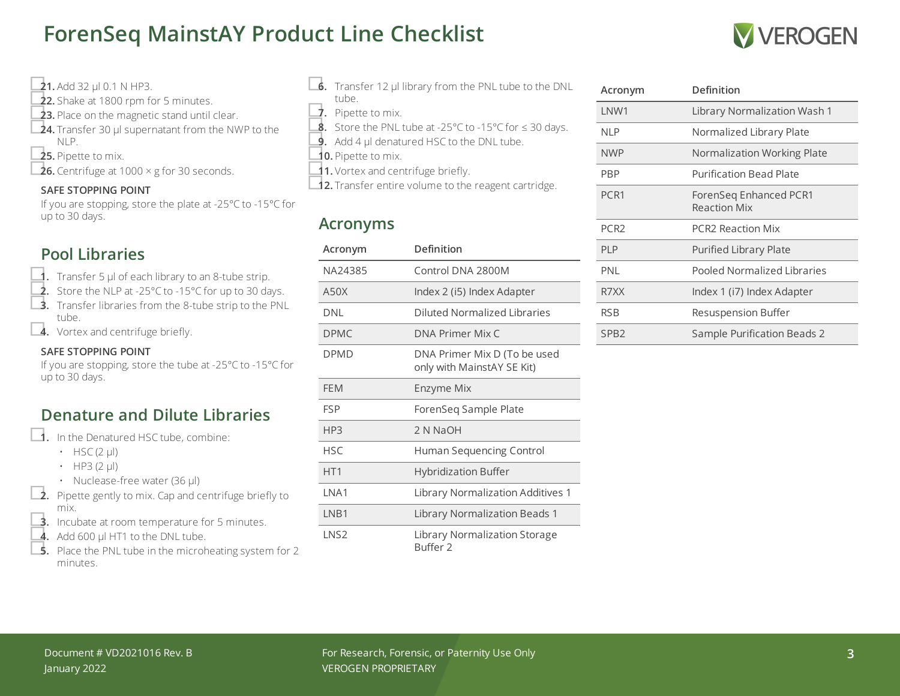21. Add 32 µl 0.1 N HP3.
22. Shake at 1800 rpm for 5 minutes.
23. Place on the magnetic stand until clear.
24. Transfer 30 µl supernatant from the NWP to the NLP.
25. Pipette to mix.
26. Centrifuge at 1000 × g for 30 seconds.

**SAFE STOPPING POINT**

If you are stopping, store the plate at -25°C to -15°C for up to 30 days.

## Pool Libraries

1. Transfer 5 µl of each library to an 8-tube strip.
2. Store the NLP at -25°C to -15°C for up to 30 days.
3. Transfer libraries from the 8-tube strip to the PNL tube.
4. Vortex and centrifuge briefly.

**SAFE STOPPING POINT**

If you are stopping, store the tube at -25°C to -15°C for up to 30 days.

## Denature and Dilute Libraries

1. In the Denatured HSC tube, combine:
   - HSC (2 µl)
   - HP3 (2 µl)
   - Nuclease-free water (36 µl)
2. Pipette gently to mix. Cap and centrifuge briefly to mix.
3. Incubate at room temperature for 5 minutes.
4. Add 600 µl HT1 to the DNL tube.
5. Place the PNL tube in the microheating system for 2 minutes.
6. Transfer 12 µl library from the PNL tube to the DNL tube.
7. Pipette to mix.
8. Store the PNL tube at -25°C to -15°C for ≤ 30 days.
9. Add 4 µl denatured HSC to the DNL tube.
10. Pipette to mix.
11. Vortex and centrifuge briefly.
12. Transfer entire volume to the reagent cartridge.

## Acronyms

| Acronym | Definition |
|---|---|
| NA24385 | Control DNA 2800M |
| A50X | Index 2 (i5) Index Adapter |
| DNL | Diluted Normalized Libraries |
| DPMC | DNA Primer Mix C |
| DPMD | DNA Primer Mix D (To be used only with MainstAY SE Kit) |
| FEM | Enzyme Mix |
| FSP | ForenSeq Sample Plate |
| HP3 | 2 N NaOH |
| HSC | Human Sequencing Control |
| HT1 | Hybridization Buffer |
| LNA1 | Library Normalization Additives 1 |
| LNB1 | Library Normalization Beads 1 |
| LNS2 | Library Normalization Storage Buffer 2 |
| LNW1 | Library Normalization Wash 1 |
| NLP | Normalized Library Plate |
| NWP | Normalization Working Plate |
| PBP | Purification Bead Plate |
| PCR1 | ForenSeq Enhanced PCR1 Reaction Mix |
| PCR2 | PCR2 Reaction Mix |
| PLP | Purified Library Plate |
| PNL | Pooled Normalized Libraries |
| R7XX | Index 1 (i7) Index Adapter |
| RSB | Resuspension Buffer |
| SPB2 | Sample Purification Beads 2 |